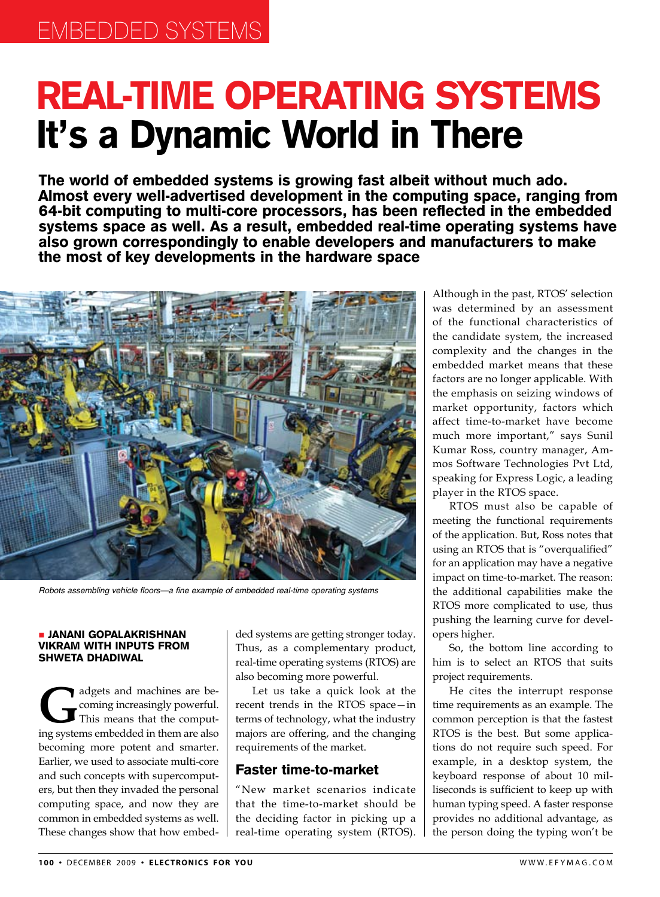EMBEDDED SYSTEMS

# REAL-TIME OPERATING SYSTEMS
# It's a Dynamic World in There

**The world of embedded systems is growing fast albeit without much ado. Almost every well-advertised development in the computing space, ranging from 64-bit computing to multi-core processors, has been reflected in the embedded systems space as well. As a result, embedded real-time operating systems have also grown correspondingly to enable developers and manufacturers to make the most of key developments in the hardware space**

*Robots assembling vehicle floors—a fine example of embedded real-time operating systems*

**■ JANANI GOPALAKRISHNAN VIKRAM WITH INPUTS FROM SHWETA DHADIWAL**

Gadgets and machines are becoming increasingly powerful. This means that the computing systems embedded in them are also becoming more potent and smarter. Earlier, we used to associate multi-core and such concepts with supercomputers, but then they invaded the personal computing space, and now they are common in embedded systems as well. These changes show that how embedded systems are getting stronger today. Thus, as a complementary product, real-time operating systems (RTOS) are also becoming more powerful.

Let us take a quick look at the recent trends in the RTOS space—in terms of technology, what the industry majors are offering, and the changing requirements of the market.

## Faster time-to-market

"New market scenarios indicate that the time-to-market should be the deciding factor in picking up a real-time operating system (RTOS). Although in the past, RTOS' selection was determined by an assessment of the functional characteristics of the candidate system, the increased complexity and the changes in the embedded market means that these factors are no longer applicable. With the emphasis on seizing windows of market opportunity, factors which affect time-to-market have become much more important," says Sunil Kumar Ross, country manager, Ammos Software Technologies Pvt Ltd, speaking for Express Logic, a leading player in the RTOS space.

RTOS must also be capable of meeting the functional requirements of the application. But, Ross notes that using an RTOS that is "overqualified" for an application may have a negative impact on time-to-market. The reason: the additional capabilities make the RTOS more complicated to use, thus pushing the learning curve for developers higher.

So, the bottom line according to him is to select an RTOS that suits project requirements.

He cites the interrupt response time requirements as an example. The common perception is that the fastest RTOS is the best. But some applications do not require such speed. For example, in a desktop system, the keyboard response of about 10 milliseconds is sufficient to keep up with human typing speed. A faster response provides no additional advantage, as the person doing the typing won't be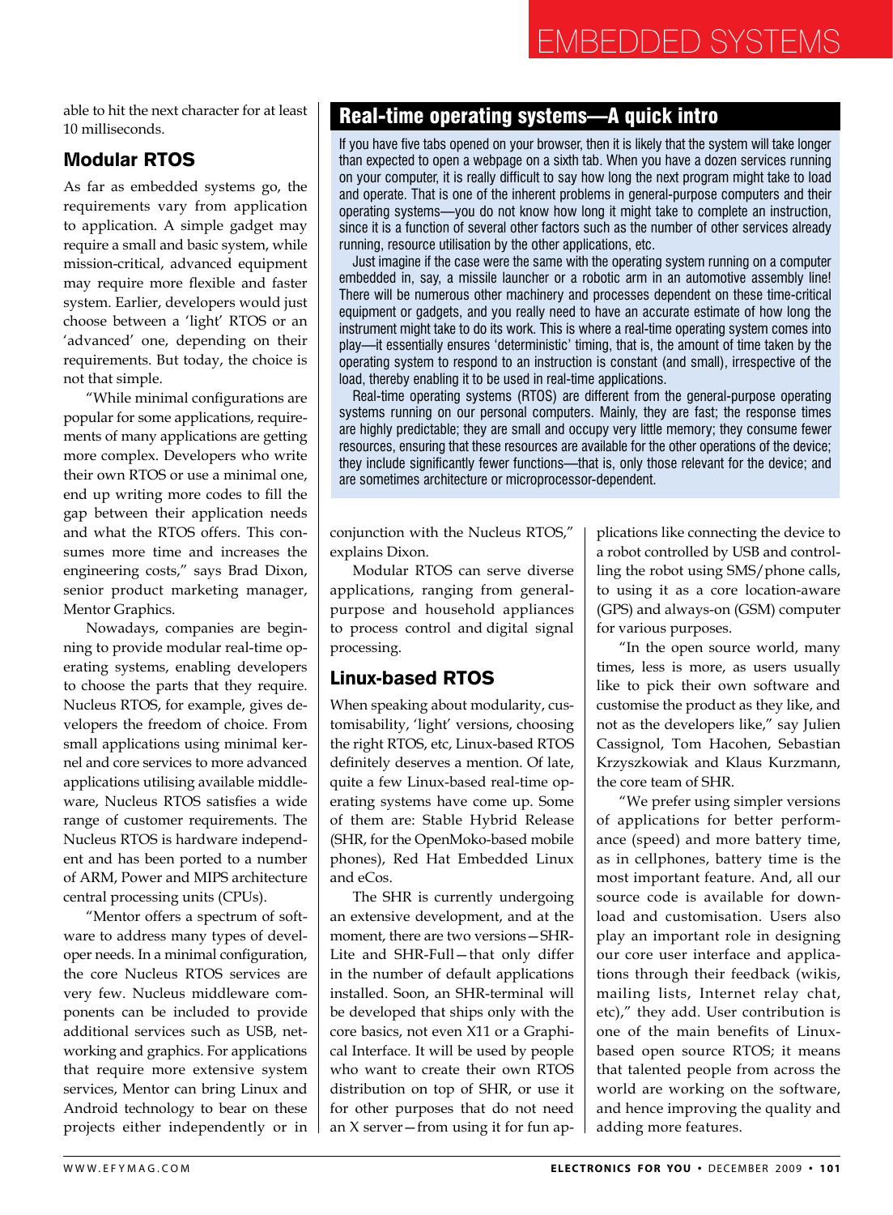able to hit the next character for at least 10 milliseconds.

## Modular RTOS

As far as embedded systems go, the requirements vary from application to application. A simple gadget may require a small and basic system, while mission-critical, advanced equipment may require more flexible and faster system. Earlier, developers would just choose between a 'light' RTOS or an 'advanced' one, depending on their requirements. But today, the choice is not that simple.

"While minimal configurations are popular for some applications, requirements of many applications are getting more complex. Developers who write their own RTOS or use a minimal one, end up writing more codes to fill the gap between their application needs and what the RTOS offers. This consumes more time and increases the engineering costs," says Brad Dixon, senior product marketing manager, Mentor Graphics.

Nowadays, companies are beginning to provide modular real-time operating systems, enabling developers to choose the parts that they require. Nucleus RTOS, for example, gives developers the freedom of choice. From small applications using minimal kernel and core services to more advanced applications utilising available middleware, Nucleus RTOS satisfies a wide range of customer requirements. The Nucleus RTOS is hardware independent and has been ported to a number of ARM, Power and MIPS architecture central processing units (CPUs).

"Mentor offers a spectrum of software to address many types of developer needs. In a minimal configuration, the core Nucleus RTOS services are very few. Nucleus middleware components can be included to provide additional services such as USB, networking and graphics. For applications that require more extensive system services, Mentor can bring Linux and Android technology to bear on these projects either independently or in conjunction with the Nucleus RTOS," explains Dixon.

Modular RTOS can serve diverse applications, ranging from general-purpose and household appliances to process control and digital signal processing.

## Real-time operating systems—A quick intro

If you have five tabs opened on your browser, then it is likely that the system will take longer than expected to open a webpage on a sixth tab. When you have a dozen services running on your computer, it is really difficult to say how long the next program might take to load and operate. That is one of the inherent problems in general-purpose computers and their operating systems—you do not know how long it might take to complete an instruction, since it is a function of several other factors such as the number of other services already running, resource utilisation by the other applications, etc.

Just imagine if the case were the same with the operating system running on a computer embedded in, say, a missile launcher or a robotic arm in an automotive assembly line! There will be numerous other machinery and processes dependent on these time-critical equipment or gadgets, and you really need to have an accurate estimate of how long the instrument might take to do its work. This is where a real-time operating system comes into play—it essentially ensures 'deterministic' timing, that is, the amount of time taken by the operating system to respond to an instruction is constant (and small), irrespective of the load, thereby enabling it to be used in real-time applications.

Real-time operating systems (RTOS) are different from the general-purpose operating systems running on our personal computers. Mainly, they are fast; the response times are highly predictable; they are small and occupy very little memory; they consume fewer resources, ensuring that these resources are available for the other operations of the device; they include significantly fewer functions—that is, only those relevant for the device; and are sometimes architecture or microprocessor-dependent.

## Linux-based RTOS

When speaking about modularity, customisability, 'light' versions, choosing the right RTOS, etc, Linux-based RTOS definitely deserves a mention. Of late, quite a few Linux-based real-time operating systems have come up. Some of them are: Stable Hybrid Release (SHR, for the OpenMoko-based mobile phones), Red Hat Embedded Linux and eCos.

The SHR is currently undergoing an extensive development, and at the moment, there are two versions—SHR-Lite and SHR-Full—that only differ in the number of default applications installed. Soon, an SHR-terminal will be developed that ships only with the core basics, not even X11 or a Graphical Interface. It will be used by people who want to create their own RTOS distribution on top of SHR, or use it for other purposes that do not need an X server—from using it for fun applications like connecting the device to a robot controlled by USB and controlling the robot using SMS/phone calls, to using it as a core location-aware (GPS) and always-on (GSM) computer for various purposes.

"In the open source world, many times, less is more, as users usually like to pick their own software and customise the product as they like, and not as the developers like," say Julien Cassignol, Tom Hacohen, Sebastian Krzyszkowiak and Klaus Kurzmann, the core team of SHR.

"We prefer using simpler versions of applications for better performance (speed) and more battery time, as in cellphones, battery time is the most important feature. And, all our source code is available for download and customisation. Users also play an important role in designing our core user interface and applications through their feedback (wikis, mailing lists, Internet relay chat, etc)," they add. User contribution is one of the main benefits of Linux-based open source RTOS; it means that talented people from across the world are working on the software, and hence improving the quality and adding more features.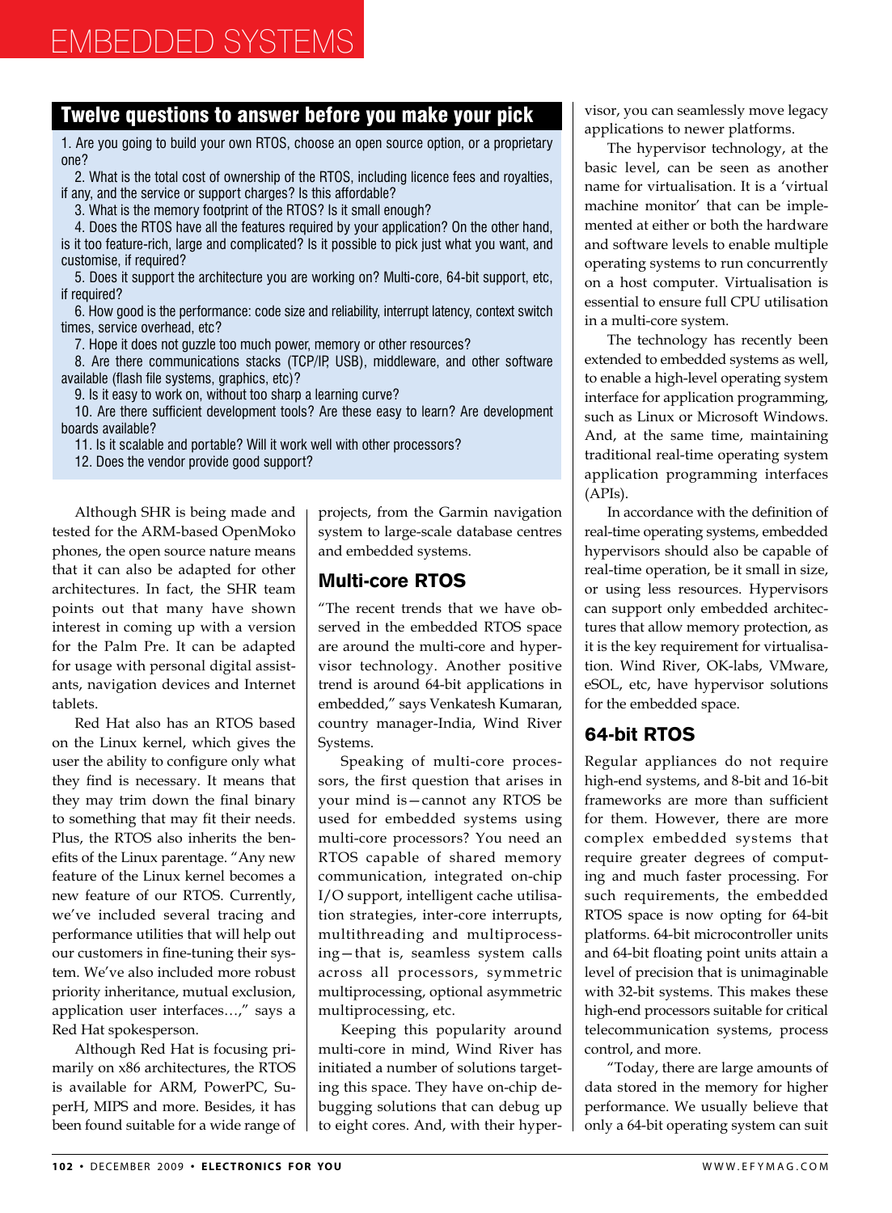## Twelve questions to answer before you make your pick

1. Are you going to build your own RTOS, choose an open source option, or a proprietary one?
2. What is the total cost of ownership of the RTOS, including licence fees and royalties, if any, and the service or support charges? Is this affordable?
3. What is the memory footprint of the RTOS? Is it small enough?
4. Does the RTOS have all the features required by your application? On the other hand, is it too feature-rich, large and complicated? Is it possible to pick just what you want, and customise, if required?
5. Does it support the architecture you are working on? Multi-core, 64-bit support, etc, if required?
6. How good is the performance: code size and reliability, interrupt latency, context switch times, service overhead, etc?
7. Hope it does not guzzle too much power, memory or other resources?
8. Are there communications stacks (TCP/IP, USB), middleware, and other software available (flash file systems, graphics, etc)?
9. Is it easy to work on, without too sharp a learning curve?
10. Are there sufficient development tools? Are these easy to learn? Are development boards available?
11. Is it scalable and portable? Will it work well with other processors?
12. Does the vendor provide good support?

Although SHR is being made and tested for the ARM-based OpenMoko phones, the open source nature means that it can also be adapted for other architectures. In fact, the SHR team points out that many have shown interest in coming up with a version for the Palm Pre. It can be adapted for usage with personal digital assistants, navigation devices and Internet tablets.

Red Hat also has an RTOS based on the Linux kernel, which gives the user the ability to configure only what they find is necessary. It means that they may trim down the final binary to something that may fit their needs. Plus, the RTOS also inherits the benefits of the Linux parentage. "Any new feature of the Linux kernel becomes a new feature of our RTOS. Currently, we've included several tracing and performance utilities that will help out our customers in fine-tuning their system. We've also included more robust priority inheritance, mutual exclusion, application user interfaces…," says a Red Hat spokesperson.

Although Red Hat is focusing primarily on x86 architectures, the RTOS is available for ARM, PowerPC, SuperH, MIPS and more. Besides, it has been found suitable for a wide range of projects, from the Garmin navigation system to large-scale database centres and embedded systems.

## Multi-core RTOS

"The recent trends that we have observed in the embedded RTOS space are around the multi-core and hypervisor technology. Another positive trend is around 64-bit applications in embedded," says Venkatesh Kumaran, country manager-India, Wind River Systems.

Speaking of multi-core processors, the first question that arises in your mind is—cannot any RTOS be used for embedded systems using multi-core processors? You need an RTOS capable of shared memory communication, integrated on-chip I/O support, intelligent cache utilisation strategies, inter-core interrupts, multithreading and multiprocessing—that is, seamless system calls across all processors, symmetric multiprocessing, optional asymmetric multiprocessing, etc.

Keeping this popularity around multi-core in mind, Wind River has initiated a number of solutions targeting this space. They have on-chip debugging solutions that can debug up to eight cores. And, with their hypervisor, you can seamlessly move legacy applications to newer platforms.

The hypervisor technology, at the basic level, can be seen as another name for virtualisation. It is a 'virtual machine monitor' that can be implemented at either or both the hardware and software levels to enable multiple operating systems to run concurrently on a host computer. Virtualisation is essential to ensure full CPU utilisation in a multi-core system.

The technology has recently been extended to embedded systems as well, to enable a high-level operating system interface for application programming, such as Linux or Microsoft Windows. And, at the same time, maintaining traditional real-time operating system application programming interfaces (APIs).

In accordance with the definition of real-time operating systems, embedded hypervisors should also be capable of real-time operation, be it small in size, or using less resources. Hypervisors can support only embedded architectures that allow memory protection, as it is the key requirement for virtualisation. Wind River, OK-labs, VMware, eSOL, etc, have hypervisor solutions for the embedded space.

## 64-bit RTOS

Regular appliances do not require high-end systems, and 8-bit and 16-bit frameworks are more than sufficient for them. However, there are more complex embedded systems that require greater degrees of computing and much faster processing. For such requirements, the embedded RTOS space is now opting for 64-bit platforms. 64-bit microcontroller units and 64-bit floating point units attain a level of precision that is unimaginable with 32-bit systems. This makes these high-end processors suitable for critical telecommunication systems, process control, and more.

"Today, there are large amounts of data stored in the memory for higher performance. We usually believe that only a 64-bit operating system can suit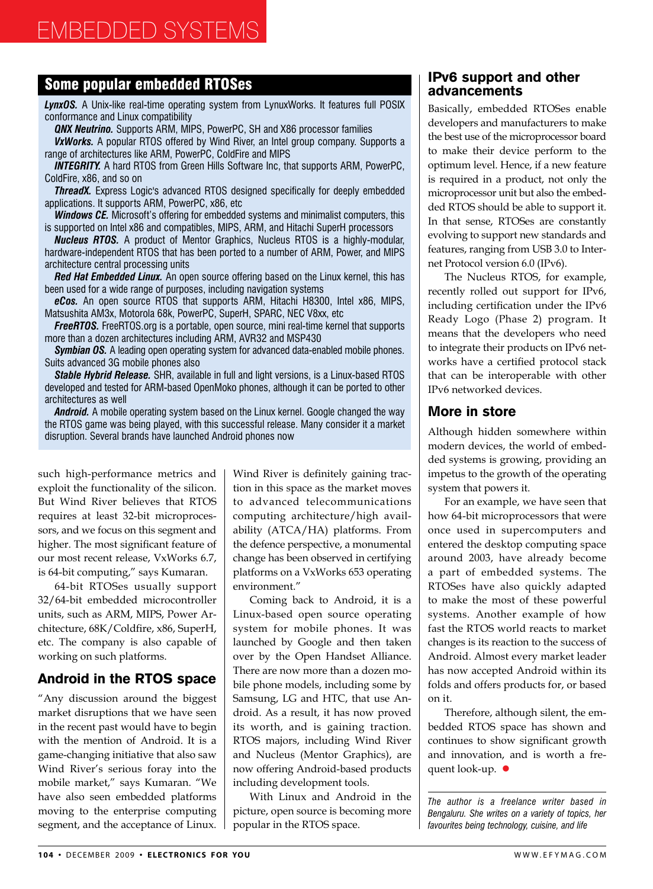## Some popular embedded RTOSes

***LynxOS.*** A Unix-like real-time operating system from LynuxWorks. It features full POSIX conformance and Linux compatibility

***QNX Neutrino.*** Supports ARM, MIPS, PowerPC, SH and X86 processor families

***VxWorks.*** A popular RTOS offered by Wind River, an Intel group company. Supports a range of architectures like ARM, PowerPC, ColdFire and MIPS

***INTEGRITY.*** A hard RTOS from Green Hills Software Inc, that supports ARM, PowerPC, ColdFire, x86, and so on

***ThreadX.*** Express Logic's advanced RTOS designed specifically for deeply embedded applications. It supports ARM, PowerPC, x86, etc

***Windows CE.*** Microsoft's offering for embedded systems and minimalist computers, this is supported on Intel x86 and compatibles, MIPS, ARM, and Hitachi SuperH processors

***Nucleus RTOS.*** A product of Mentor Graphics, Nucleus RTOS is a highly-modular, hardware-independent RTOS that has been ported to a number of ARM, Power, and MIPS architecture central processing units

***Red Hat Embedded Linux.*** An open source offering based on the Linux kernel, this has been used for a wide range of purposes, including navigation systems

***eCos.*** An open source RTOS that supports ARM, Hitachi H8300, Intel x86, MIPS, Matsushita AM3x, Motorola 68k, PowerPC, SuperH, SPARC, NEC V8xx, etc

***FreeRTOS.*** FreeRTOS.org is a portable, open source, mini real-time kernel that supports more than a dozen architectures including ARM, AVR32 and MSP430

***Symbian OS.*** A leading open operating system for advanced data-enabled mobile phones. Suits advanced 3G mobile phones also

***Stable Hybrid Release.*** SHR, available in full and light versions, is a Linux-based RTOS developed and tested for ARM-based OpenMoko phones, although it can be ported to other architectures as well

***Android.*** A mobile operating system based on the Linux kernel. Google changed the way the RTOS game was being played, with this successful release. Many consider it a market disruption. Several brands have launched Android phones now

such high-performance metrics and exploit the functionality of the silicon. But Wind River believes that RTOS requires at least 32-bit microprocessors, and we focus on this segment and higher. The most significant feature of our most recent release, VxWorks 6.7, is 64-bit computing," says Kumaran.

64-bit RTOSes usually support 32/64-bit embedded microcontroller units, such as ARM, MIPS, Power Architecture, 68K/Coldfire, x86, SuperH, etc. The company is also capable of working on such platforms.

## Android in the RTOS space

"Any discussion around the biggest market disruptions that we have seen in the recent past would have to begin with the mention of Android. It is a game-changing initiative that also saw Wind River's serious foray into the mobile market," says Kumaran. "We have also seen embedded platforms moving to the enterprise computing segment, and the acceptance of Linux. Wind River is definitely gaining traction in this space as the market moves to advanced telecommunications computing architecture/high availability (ATCA/HA) platforms. From the defence perspective, a monumental change has been observed in certifying platforms on a VxWorks 653 operating environment."

Coming back to Android, it is a Linux-based open source operating system for mobile phones. It was launched by Google and then taken over by the Open Handset Alliance. There are now more than a dozen mobile phone models, including some by Samsung, LG and HTC, that use Android. As a result, it has now proved its worth, and is gaining traction. RTOS majors, including Wind River and Nucleus (Mentor Graphics), are now offering Android-based products including development tools.

With Linux and Android in the picture, open source is becoming more popular in the RTOS space.

## IPv6 support and other advancements

Basically, embedded RTOSes enable developers and manufacturers to make the best use of the microprocessor board to make their device perform to the optimum level. Hence, if a new feature is required in a product, not only the microprocessor unit but also the embedded RTOS should be able to support it. In that sense, RTOSes are constantly evolving to support new standards and features, ranging from USB 3.0 to Internet Protocol version 6.0 (IPv6).

The Nucleus RTOS, for example, recently rolled out support for IPv6, including certification under the IPv6 Ready Logo (Phase 2) program. It means that the developers who need to integrate their products on IPv6 networks have a certified protocol stack that can be interoperable with other IPv6 networked devices.

## More in store

Although hidden somewhere within modern devices, the world of embedded systems is growing, providing an impetus to the growth of the operating system that powers it.

For an example, we have seen that how 64-bit microprocessors that were once used in supercomputers and entered the desktop computing space around 2003, have already become a part of embedded systems. The RTOSes have also quickly adapted to make the most of these powerful systems. Another example of how fast the RTOS world reacts to market changes is its reaction to the success of Android. Almost every market leader has now accepted Android within its folds and offers products for, or based on it.

Therefore, although silent, the embedded RTOS space has shown and continues to show significant growth and innovation, and is worth a frequent look-up. ●

*The author is a freelance writer based in Bengaluru. She writes on a variety of topics, her favourites being technology, cuisine, and life*